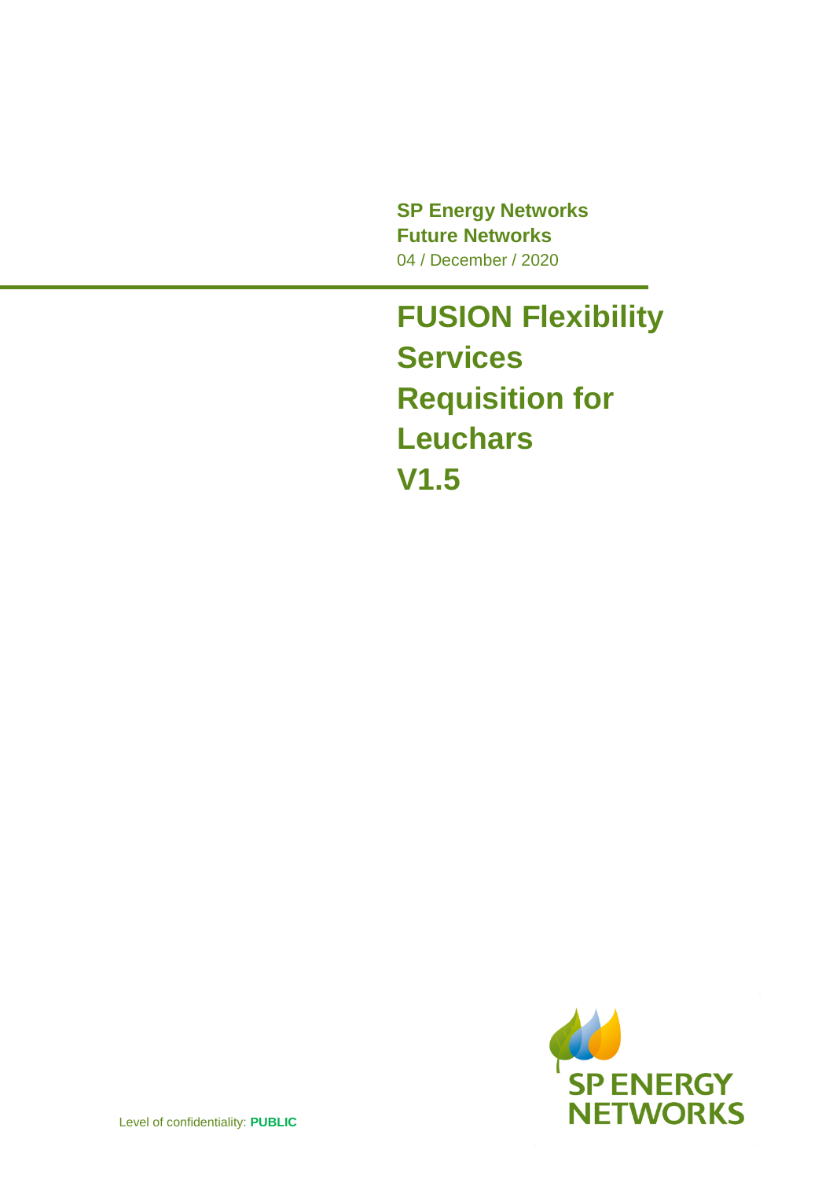**SP Energy Networks**
**Future Networks**
04 / December / 2020

# FUSION Flexibility Services Requisition for Leuchars V1.5

Level of confidentiality: **PUBLIC**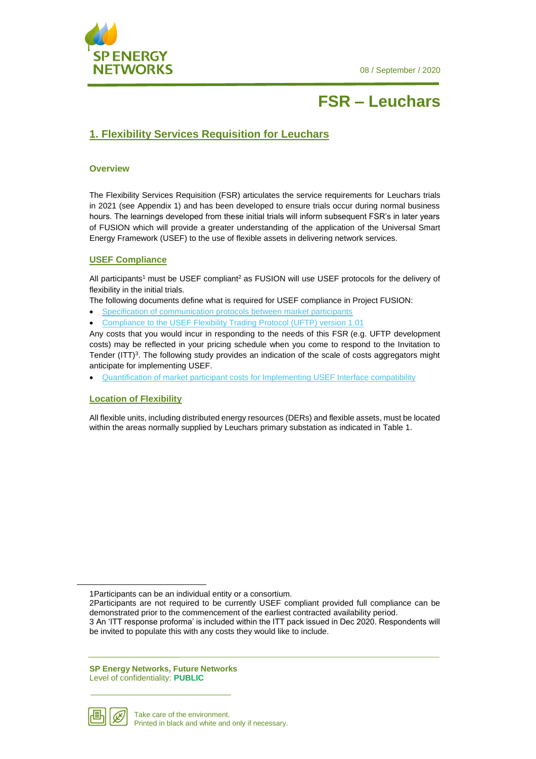08 / September / 2020

# FSR – Leuchars

## 1. Flexibility Services Requisition for Leuchars

### Overview

The Flexibility Services Requisition (FSR) articulates the service requirements for Leuchars trials in 2021 (see Appendix 1) and has been developed to ensure trials occur during normal business hours. The learnings developed from these initial trials will inform subsequent FSR's in later years of FUSION which will provide a greater understanding of the application of the Universal Smart Energy Framework (USEF) to the use of flexible assets in delivering network services.

### USEF Compliance

All participants[1] must be USEF compliant[2] as FUSION will use USEF protocols for the delivery of flexibility in the initial trials.

The following documents define what is required for USEF compliance in Project FUSION:

- Specification of communication protocols between market participants
- Compliance to the USEF Flexibility Trading Protocol (UFTP) version 1.01

Any costs that you would incur in responding to the needs of this FSR (e.g. UFTP development costs) may be reflected in your pricing schedule when you come to respond to the Invitation to Tender (ITT)[3]. The following study provides an indication of the scale of costs aggregators might anticipate for implementing USEF.

- Quantification of market participant costs for Implementing USEF Interface compatibility

### Location of Flexibility

All flexible units, including distributed energy resources (DERs) and flexible assets, must be located within the areas normally supplied by Leuchars primary substation as indicated in Table 1.

---

1Participants can be an individual entity or a consortium.

2Participants are not required to be currently USEF compliant provided full compliance can be demonstrated prior to the commencement of the earliest contracted availability period.

3 An 'ITT response proforma' is included within the ITT pack issued in Dec 2020. Respondents will be invited to populate this with any costs they would like to include.

SP Energy Networks, Future Networks
Level of confidentiality: **PUBLIC**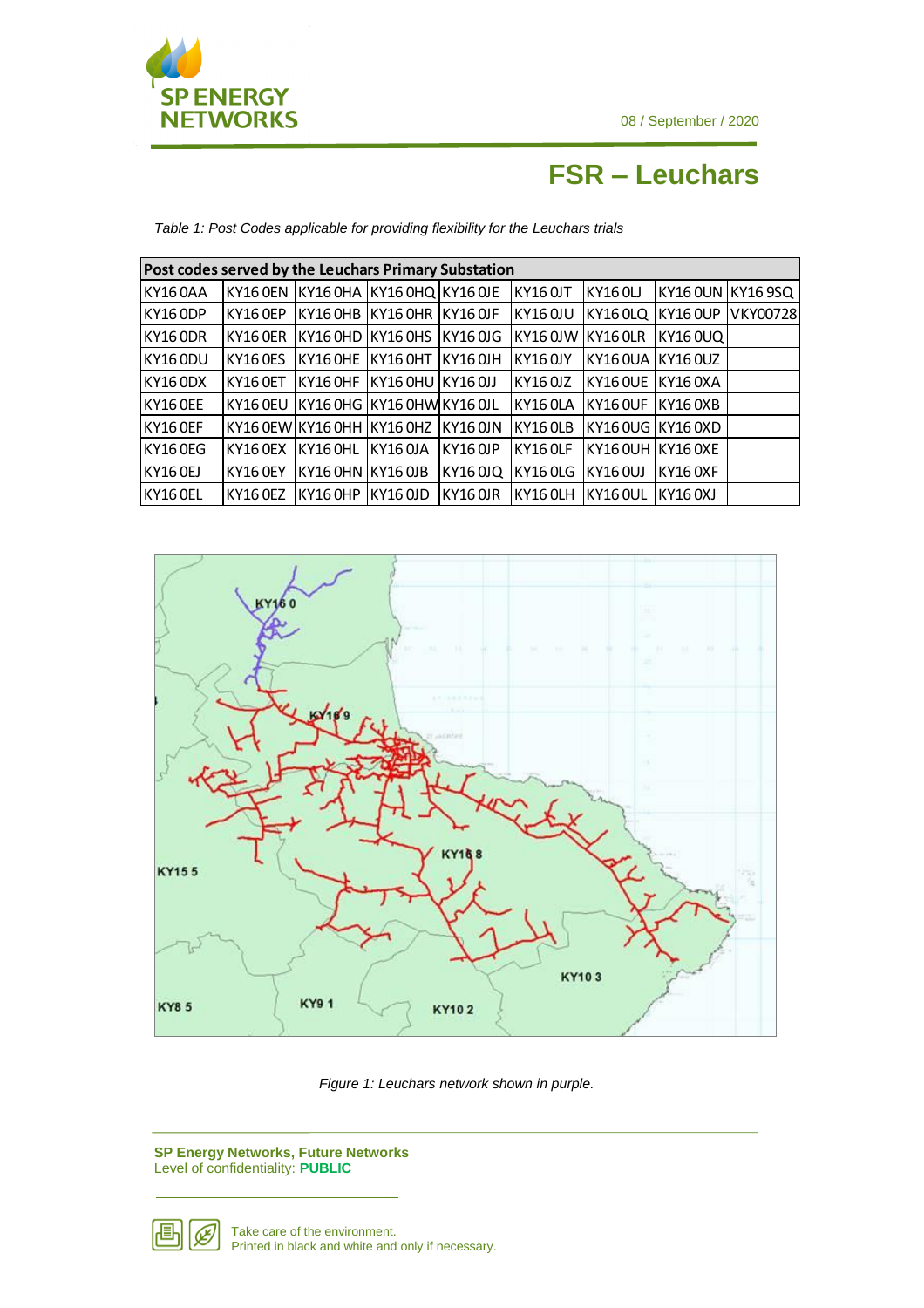# FSR – Leuchars

*Table 1: Post Codes applicable for providing flexibility for the Leuchars trials*

| Post codes served by the Leuchars Primary Substation | | | | | | | | |
|---|---|---|---|---|---|---|---|---|
| KY16 0AA | KY16 0EN | KY16 0HA | KY16 0HQ | KY16 0JE | KY16 0JT | KY16 0LJ | KY16 0UN | KY16 9SQ |
| KY16 0DP | KY16 0EP | KY16 0HB | KY16 0HR | KY16 0JF | KY16 0JU | KY16 0LQ | KY16 0UP | VKY00728 |
| KY16 0DR | KY16 0ER | KY16 0HD | KY16 0HS | KY16 0JG | KY16 0JW | KY16 0LR | KY16 0UQ | |
| KY16 0DU | KY16 0ES | KY16 0HE | KY16 0HT | KY16 0JH | KY16 0JY | KY16 0UA | KY16 0UZ | |
| KY16 0DX | KY16 0ET | KY16 0HF | KY16 0HU | KY16 0JJ | KY16 0JZ | KY16 0UE | KY16 0XA | |
| KY16 0EE | KY16 0EU | KY16 0HG | KY16 0HW | KY16 0JL | KY16 0LA | KY16 0UF | KY16 0XB | |
| KY16 0EF | KY16 0EW | KY16 0HH | KY16 0HZ | KY16 0JN | KY16 0LB | KY16 0UG | KY16 0XD | |
| KY16 0EG | KY16 0EX | KY16 0HL | KY16 0JA | KY16 0JP | KY16 0LF | KY16 0UH | KY16 0XE | |
| KY16 0EJ | KY16 0EY | KY16 0HN | KY16 0JB | KY16 0JQ | KY16 0LG | KY16 0UJ | KY16 0XF | |
| KY16 0EL | KY16 0EZ | KY16 0HP | KY16 0JD | KY16 0JR | KY16 0LH | KY16 0UL | KY16 0XJ | |

KY16 0
KY16 9
KY16 8
KY15 5
KY10 3
KY8 5
KY9 1
KY10 2

*Figure 1: Leuchars network shown in purple.*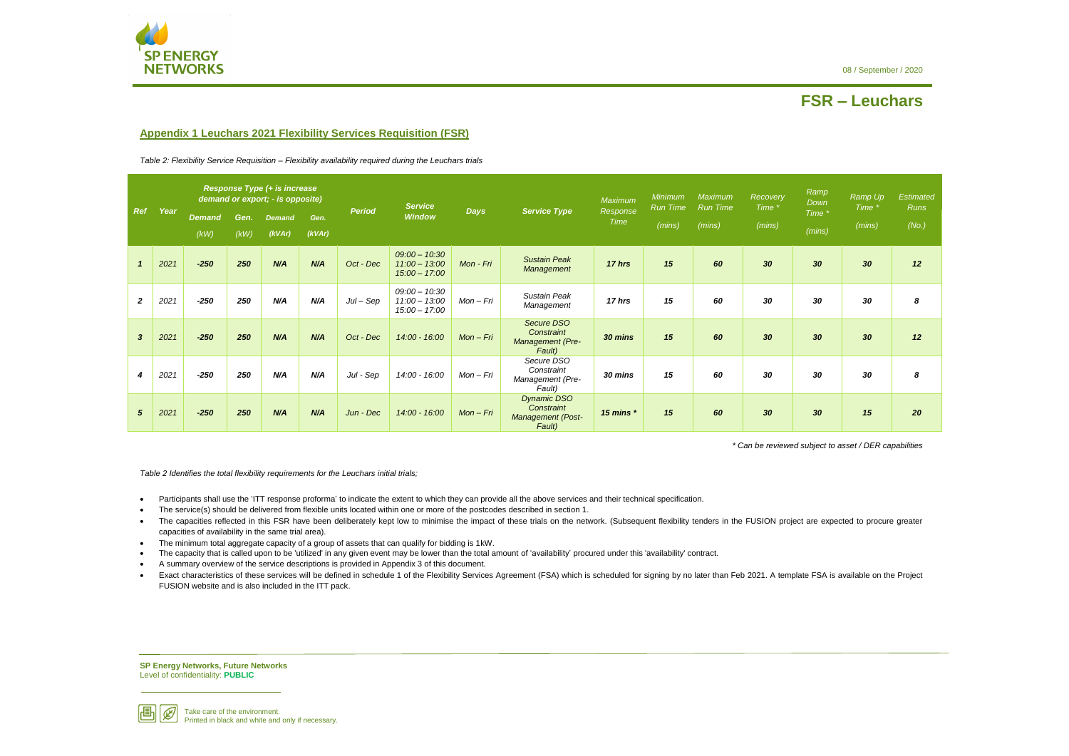## FSR – Leuchars

### Appendix 1 Leuchars 2021 Flexibility Services Requisition (FSR)

*Table 2: Flexibility Service Requisition – Flexibility availability required during the Leuchars trials*

| Ref | Year | Response Type (+ is increase demand or export; - is opposite) | | | | Period | Service Window | Days | Service Type | Maximum Response Time | Minimum Run Time | Maximum Run Time | Recovery Time * | Ramp Down Time * | Ramp Up Time * | Estimated Runs |
|---|---|---|---|---|---|---|---|---|---|---|---|---|---|---|---|---|
| | | Demand (kW) | Gen. (kW) | Demand (kVAr) | Gen. (kVAr) | | | | | | (mins) | (mins) | (mins) | (mins) | (mins) | (No.) |
| 1 | 2021 | -250 | 250 | N/A | N/A | Oct - Dec | 09:00 – 10:30 11:00 – 13:00 15:00 – 17:00 | Mon - Fri | Sustain Peak Management | 17 hrs | 15 | 60 | 30 | 30 | 30 | 12 |
| 2 | 2021 | -250 | 250 | N/A | N/A | Jul – Sep | 09:00 – 10:30 11:00 – 13:00 15:00 – 17:00 | Mon – Fri | Sustain Peak Management | 17 hrs | 15 | 60 | 30 | 30 | 30 | 8 |
| 3 | 2021 | -250 | 250 | N/A | N/A | Oct - Dec | 14:00 - 16:00 | Mon – Fri | Secure DSO Constraint Management (Pre-Fault) | 30 mins | 15 | 60 | 30 | 30 | 30 | 12 |
| 4 | 2021 | -250 | 250 | N/A | N/A | Jul - Sep | 14:00 - 16:00 | Mon – Fri | Secure DSO Constraint Management (Pre-Fault) | 30 mins | 15 | 60 | 30 | 30 | 30 | 8 |
| 5 | 2021 | -250 | 250 | N/A | N/A | Jun - Dec | 14:00 - 16:00 | Mon – Fri | Dynamic DSO Constraint Management (Post-Fault) | 15 mins * | 15 | 60 | 30 | 30 | 15 | 20 |

*\* Can be reviewed subject to asset / DER capabilities*

*Table 2 Identifies the total flexibility requirements for the Leuchars initial trials;*

- Participants shall use the 'ITT response proforma' to indicate the extent to which they can provide all the above services and their technical specification.
- The service(s) should be delivered from flexible units located within one or more of the postcodes described in section 1.
- The capacities reflected in this FSR have been deliberately kept low to minimise the impact of these trials on the network. (Subsequent flexibility tenders in the FUSION project are expected to procure greater capacities of availability in the same trial area).
- The minimum total aggregate capacity of a group of assets that can qualify for bidding is 1kW.
- The capacity that is called upon to be 'utilized' in any given event may be lower than the total amount of 'availability' procured under this 'availability' contract.
- A summary overview of the service descriptions is provided in Appendix 3 of this document.
- Exact characteristics of these services will be defined in schedule 1 of the Flexibility Services Agreement (FSA) which is scheduled for signing by no later than Feb 2021. A template FSA is available on the Project FUSION website and is also included in the ITT pack.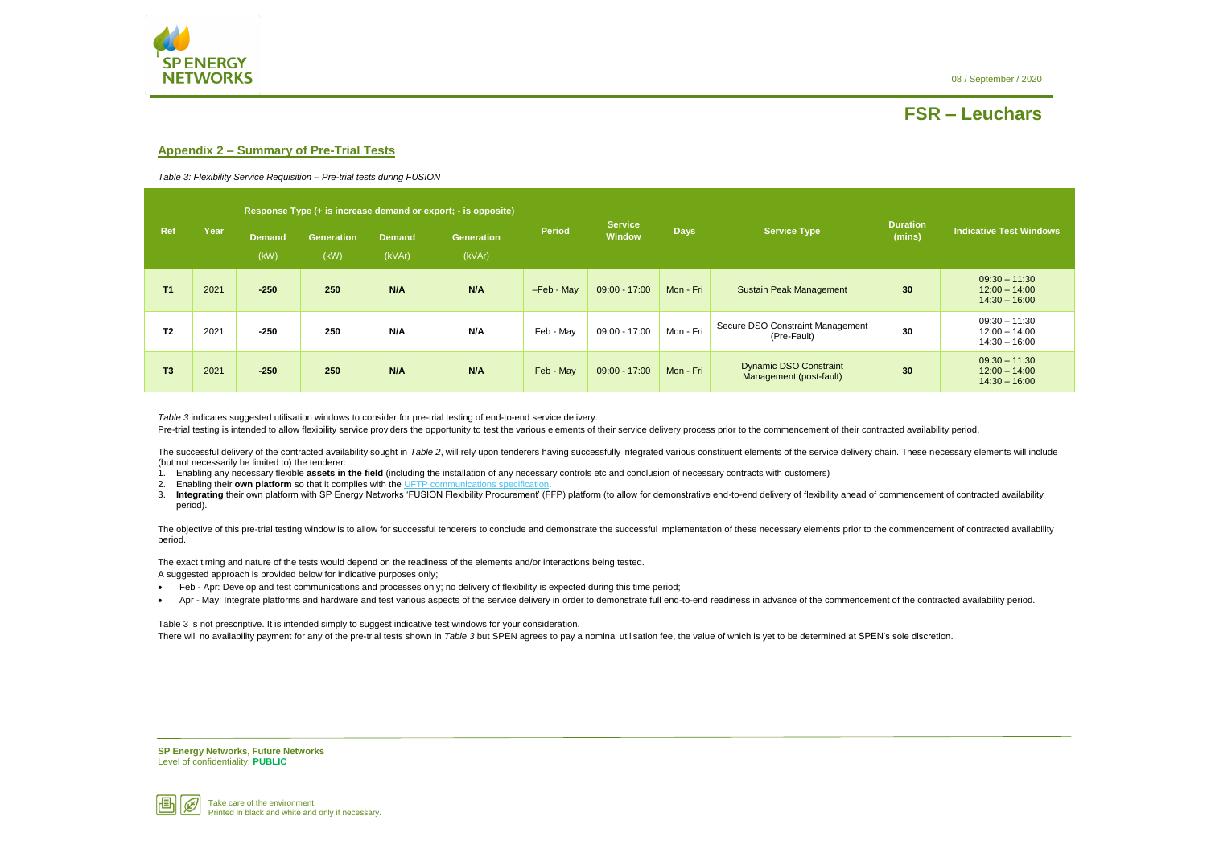## Appendix 2 – Summary of Pre-Trial Tests

*Table 3: Flexibility Service Requisition – Pre-trial tests during FUSION*

| Ref | Year | Response Type (+ is increase demand or export; - is opposite) | | | | Period | Service Window | Days | Service Type | Duration (mins) | Indicative Test Windows |
|---|---|---|---|---|---|---|---|---|---|---|---|
| | | Demand (kW) | Generation (kW) | Demand (kVAr) | Generation (kVAr) | | | | | | |
| **T1** | 2021 | **-250** | **250** | **N/A** | **N/A** | –Feb - May | 09:00 - 17:00 | Mon - Fri | Sustain Peak Management | **30** | 09:30 – 11:30<br>12:00 – 14:00<br>14:30 – 16:00 |
| **T2** | 2021 | **-250** | **250** | **N/A** | **N/A** | Feb - May | 09:00 - 17:00 | Mon - Fri | Secure DSO Constraint Management (Pre-Fault) | **30** | 09:30 – 11:30<br>12:00 – 14:00<br>14:30 – 16:00 |
| **T3** | 2021 | **-250** | **250** | **N/A** | **N/A** | Feb - May | 09:00 - 17:00 | Mon - Fri | Dynamic DSO Constraint Management (post-fault) | **30** | 09:30 – 11:30<br>12:00 – 14:00<br>14:30 – 16:00 |

*Table 3* indicates suggested utilisation windows to consider for pre-trial testing of end-to-end service delivery.
Pre-trial testing is intended to allow flexibility service providers the opportunity to test the various elements of their service delivery process prior to the commencement of their contracted availability period.

The successful delivery of the contracted availability sought in *Table 2*, will rely upon tenderers having successfully integrated various constituent elements of the service delivery chain. These necessary elements will include (but not necessarily be limited to) the tenderer:

1. Enabling any necessary flexible **assets in the field** (including the installation of any necessary controls etc and conclusion of necessary contracts with customers)
2. Enabling their **own platform** so that it complies with the UFTP communications specification.
3. **Integrating** their own platform with SP Energy Networks 'FUSION Flexibility Procurement' (FFP) platform (to allow for demonstrative end-to-end delivery of flexibility ahead of commencement of contracted availability period).

The objective of this pre-trial testing window is to allow for successful tenderers to conclude and demonstrate the successful implementation of these necessary elements prior to the commencement of contracted availability period.

The exact timing and nature of the tests would depend on the readiness of the elements and/or interactions being tested.
A suggested approach is provided below for indicative purposes only;

- Feb - Apr: Develop and test communications and processes only; no delivery of flexibility is expected during this time period;
- Apr - May: Integrate platforms and hardware and test various aspects of the service delivery in order to demonstrate full end-to-end readiness in advance of the commencement of the contracted availability period.

Table 3 is not prescriptive. It is intended simply to suggest indicative test windows for your consideration.
There will no availability payment for any of the pre-trial tests shown in *Table 3* but SPEN agrees to pay a nominal utilisation fee, the value of which is yet to be determined at SPEN's sole discretion.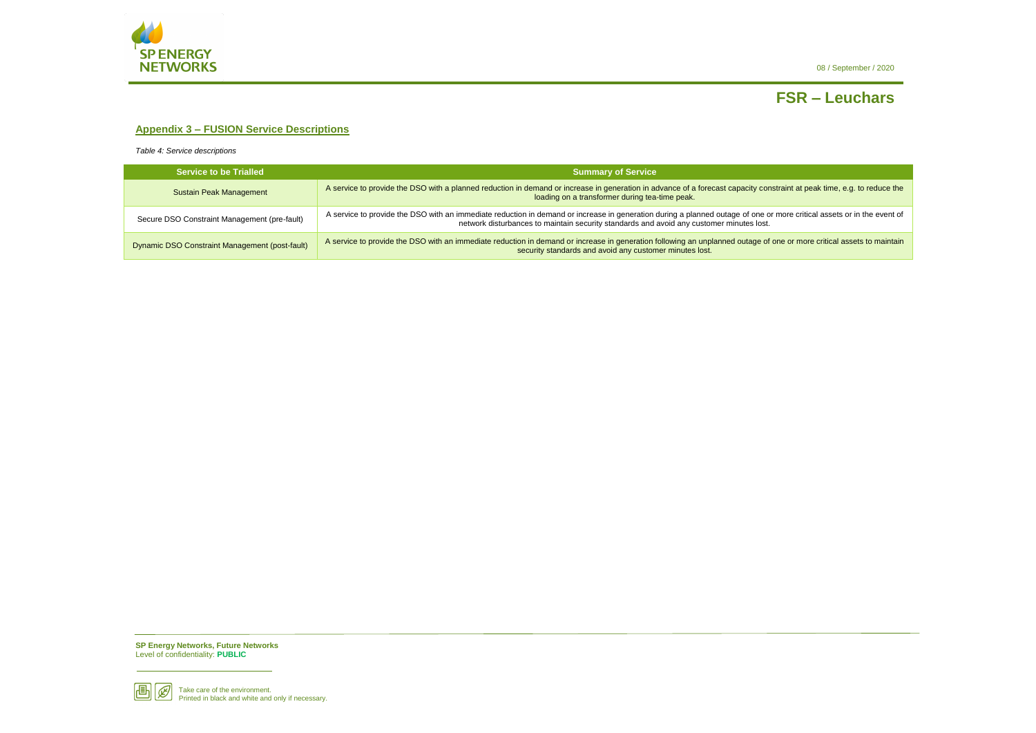## Appendix 3 – FUSION Service Descriptions

*Table 4: Service descriptions*

| Service to be Trialled | Summary of Service |
|---|---|
| Sustain Peak Management | A service to provide the DSO with a planned reduction in demand or increase in generation in advance of a forecast capacity constraint at peak time, e.g. to reduce the loading on a transformer during tea-time peak. |
| Secure DSO Constraint Management (pre-fault) | A service to provide the DSO with an immediate reduction in demand or increase in generation during a planned outage of one or more critical assets or in the event of network disturbances to maintain security standards and avoid any customer minutes lost. |
| Dynamic DSO Constraint Management (post-fault) | A service to provide the DSO with an immediate reduction in demand or increase in generation following an unplanned outage of one or more critical assets to maintain security standards and avoid any customer minutes lost. |